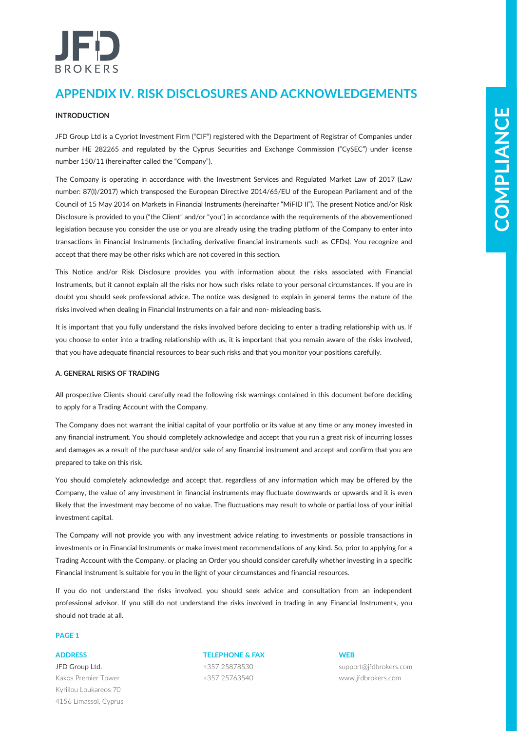# APPENDIX IV. RISK DISCLOSURES AND ACKNOWLEDGEMENTS

**INTRODUCTION**

JFD Group Ltd is a Cypriot Investment Firm ("CIF") registered with the Department of Registrar of Companies under number HE 282265 and regulated by the Cyprus Securities and Exchange Commission ("CySEC") under license number 150/11 (hereinafter called the "Company").

The Company is operating in accordance with the Investment Services and Regulated Market Law of 2017 (Law number: 87(I)/2017) which transposed the European Directive 2014/65/EU of the European Parliament and of the Council of 15 May 2014 on Markets in Financial Instruments (hereinafter "MiFID II"). The present Notice and/or Risk Disclosure is provided to you ("the Client" and/or "you") in accordance with the requirements of the abovementioned legislation because you consider the use or you are already using the trading platform of the Company to enter into transactions in Financial Instruments (including derivative financial instruments such as CFDs). You recognize and accept that there may be other risks which are not covered in this section.

This Notice and/or Risk Disclosure provides you with information about the risks associated with Financial Instruments, but it cannot explain all the risks nor how such risks relate to your personal circumstances. If you are in doubt you should seek professional advice. The notice was designed to explain in general terms the nature of the risks involved when dealing in Financial Instruments on a fair and non- misleading basis.

It is important that you fully understand the risks involved before deciding to enter a trading relationship with us. If you choose to enter into a trading relationship with us, it is important that you remain aware of the risks involved, that you have adequate financial resources to bear such risks and that you monitor your positions carefully.

**A. GENERAL RISKS OF TRADING**

All prospective Clients should carefully read the following risk warnings contained in this document before deciding to apply for a Trading Account with the Company.

The Company does not warrant the initial capital of your portfolio or its value at any time or any money invested in any financial instrument. You should completely acknowledge and accept that you run a great risk of incurring losses and damages as a result of the purchase and/or sale of any financial instrument and accept and confirm that you are prepared to take on this risk.

You should completely acknowledge and accept that, regardless of any information which may be offered by the Company, the value of any investment in financial instruments may fluctuate downwards or upwards and it is even likely that the investment may become of no value. The fluctuations may result to whole or partial loss of your initial investment capital.

The Company will not provide you with any investment advice relating to investments or possible transactions in investments or in Financial Instruments or make investment recommendations of any kind. So, prior to applying for a Trading Account with the Company, or placing an Order you should consider carefully whether investing in a specific Financial Instrument is suitable for you in the light of your circumstances and financial resources.

If you do not understand the risks involved, you should seek advice and consultation from an independent professional advisor. If you still do not understand the risks involved in trading in any Financial Instruments, you should not trade at all.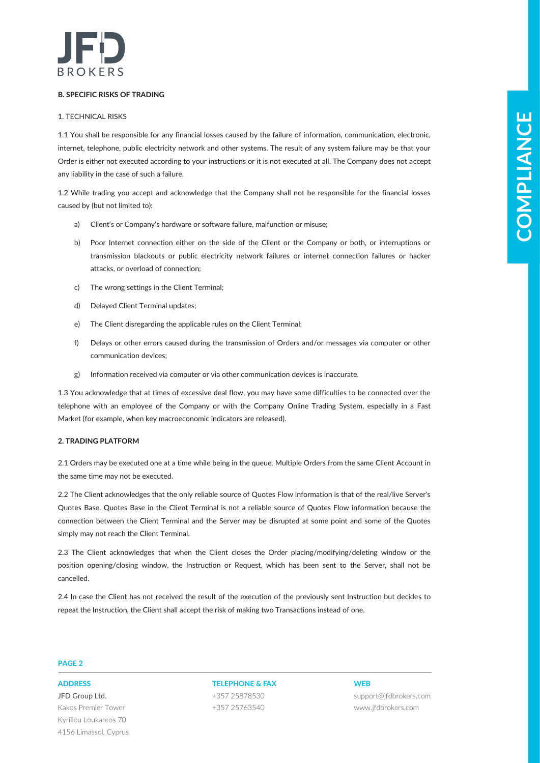## B. SPECIFIC RISKS OF TRADING

### 1. TECHNICAL RISKS

1.1 You shall be responsible for any financial losses caused by the failure of information, communication, electronic, internet, telephone, public electricity network and other systems. The result of any system failure may be that your Order is either not executed according to your instructions or it is not executed at all. The Company does not accept any liability in the case of such a failure.

1.2 While trading you accept and acknowledge that the Company shall not be responsible for the financial losses caused by (but not limited to):

a) Client's or Company's hardware or software failure, malfunction or misuse;

b) Poor Internet connection either on the side of the Client or the Company or both, or interruptions or transmission blackouts or public electricity network failures or internet connection failures or hacker attacks, or overload of connection;

c) The wrong settings in the Client Terminal;

d) Delayed Client Terminal updates;

e) The Client disregarding the applicable rules on the Client Terminal;

f) Delays or other errors caused during the transmission of Orders and/or messages via computer or other communication devices;

g) Information received via computer or via other communication devices is inaccurate.

1.3 You acknowledge that at times of excessive deal flow, you may have some difficulties to be connected over the telephone with an employee of the Company or with the Company Online Trading System, especially in a Fast Market (for example, when key macroeconomic indicators are released).

### 2. TRADING PLATFORM

2.1 Orders may be executed one at a time while being in the queue. Multiple Orders from the same Client Account in the same time may not be executed.

2.2 The Client acknowledges that the only reliable source of Quotes Flow information is that of the real/live Server's Quotes Base. Quotes Base in the Client Terminal is not a reliable source of Quotes Flow information because the connection between the Client Terminal and the Server may be disrupted at some point and some of the Quotes simply may not reach the Client Terminal.

2.3 The Client acknowledges that when the Client closes the Order placing/modifying/deleting window or the position opening/closing window, the Instruction or Request, which has been sent to the Server, shall not be cancelled.

2.4 In case the Client has not received the result of the execution of the previously sent Instruction but decides to repeat the Instruction, the Client shall accept the risk of making two Transactions instead of one.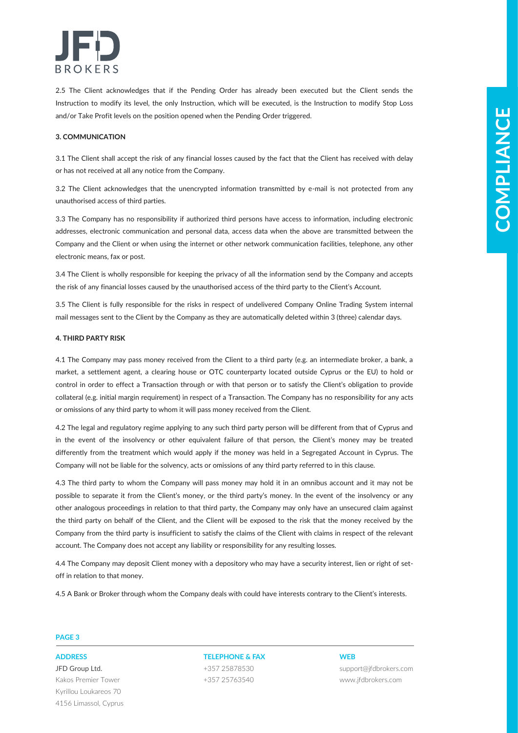2.5 The Client acknowledges that if the Pending Order has already been executed but the Client sends the Instruction to modify its level, the only Instruction, which will be executed, is the Instruction to modify Stop Loss and/or Take Profit levels on the position opened when the Pending Order triggered.

**3. COMMUNICATION**

3.1 The Client shall accept the risk of any financial losses caused by the fact that the Client has received with delay or has not received at all any notice from the Company.

3.2 The Client acknowledges that the unencrypted information transmitted by e-mail is not protected from any unauthorised access of third parties.

3.3 The Company has no responsibility if authorized third persons have access to information, including electronic addresses, electronic communication and personal data, access data when the above are transmitted between the Company and the Client or when using the internet or other network communication facilities, telephone, any other electronic means, fax or post.

3.4 The Client is wholly responsible for keeping the privacy of all the information send by the Company and accepts the risk of any financial losses caused by the unauthorised access of the third party to the Client's Account.

3.5 The Client is fully responsible for the risks in respect of undelivered Company Online Trading System internal mail messages sent to the Client by the Company as they are automatically deleted within 3 (three) calendar days.

**4. THIRD PARTY RISK**

4.1 The Company may pass money received from the Client to a third party (e.g. an intermediate broker, a bank, a market, a settlement agent, a clearing house or OTC counterparty located outside Cyprus or the EU) to hold or control in order to effect a Transaction through or with that person or to satisfy the Client's obligation to provide collateral (e.g. initial margin requirement) in respect of a Transaction. The Company has no responsibility for any acts or omissions of any third party to whom it will pass money received from the Client.

4.2 The legal and regulatory regime applying to any such third party person will be different from that of Cyprus and in the event of the insolvency or other equivalent failure of that person, the Client's money may be treated differently from the treatment which would apply if the money was held in a Segregated Account in Cyprus. The Company will not be liable for the solvency, acts or omissions of any third party referred to in this clause.

4.3 The third party to whom the Company will pass money may hold it in an omnibus account and it may not be possible to separate it from the Client's money, or the third party's money. In the event of the insolvency or any other analogous proceedings in relation to that third party, the Company may only have an unsecured claim against the third party on behalf of the Client, and the Client will be exposed to the risk that the money received by the Company from the third party is insufficient to satisfy the claims of the Client with claims in respect of the relevant account. The Company does not accept any liability or responsibility for any resulting losses.

4.4 The Company may deposit Client money with a depository who may have a security interest, lien or right of set-off in relation to that money.

4.5 A Bank or Broker through whom the Company deals with could have interests contrary to the Client's interests.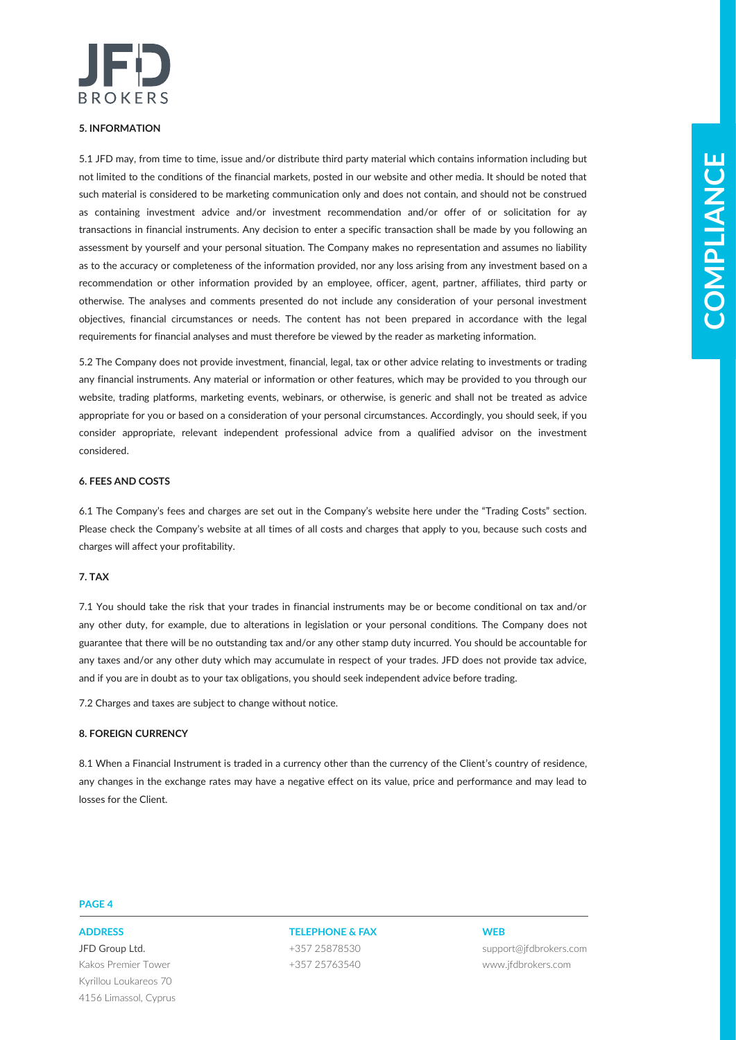## 5. INFORMATION

5.1 JFD may, from time to time, issue and/or distribute third party material which contains information including but not limited to the conditions of the financial markets, posted in our website and other media. It should be noted that such material is considered to be marketing communication only and does not contain, and should not be construed as containing investment advice and/or investment recommendation and/or offer of or solicitation for ay transactions in financial instruments. Any decision to enter a specific transaction shall be made by you following an assessment by yourself and your personal situation. The Company makes no representation and assumes no liability as to the accuracy or completeness of the information provided, nor any loss arising from any investment based on a recommendation or other information provided by an employee, officer, agent, partner, affiliates, third party or otherwise. The analyses and comments presented do not include any consideration of your personal investment objectives, financial circumstances or needs. The content has not been prepared in accordance with the legal requirements for financial analyses and must therefore be viewed by the reader as marketing information.

5.2 The Company does not provide investment, financial, legal, tax or other advice relating to investments or trading any financial instruments. Any material or information or other features, which may be provided to you through our website, trading platforms, marketing events, webinars, or otherwise, is generic and shall not be treated as advice appropriate for you or based on a consideration of your personal circumstances. Accordingly, you should seek, if you consider appropriate, relevant independent professional advice from a qualified advisor on the investment considered.

## 6. FEES AND COSTS

6.1 The Company's fees and charges are set out in the Company's website here under the "Trading Costs" section. Please check the Company's website at all times of all costs and charges that apply to you, because such costs and charges will affect your profitability.

## 7. TAX

7.1 You should take the risk that your trades in financial instruments may be or become conditional on tax and/or any other duty, for example, due to alterations in legislation or your personal conditions. The Company does not guarantee that there will be no outstanding tax and/or any other stamp duty incurred. You should be accountable for any taxes and/or any other duty which may accumulate in respect of your trades. JFD does not provide tax advice, and if you are in doubt as to your tax obligations, you should seek independent advice before trading.

7.2 Charges and taxes are subject to change without notice.

## 8. FOREIGN CURRENCY

8.1 When a Financial Instrument is traded in a currency other than the currency of the Client's country of residence, any changes in the exchange rates may have a negative effect on its value, price and performance and may lead to losses for the Client.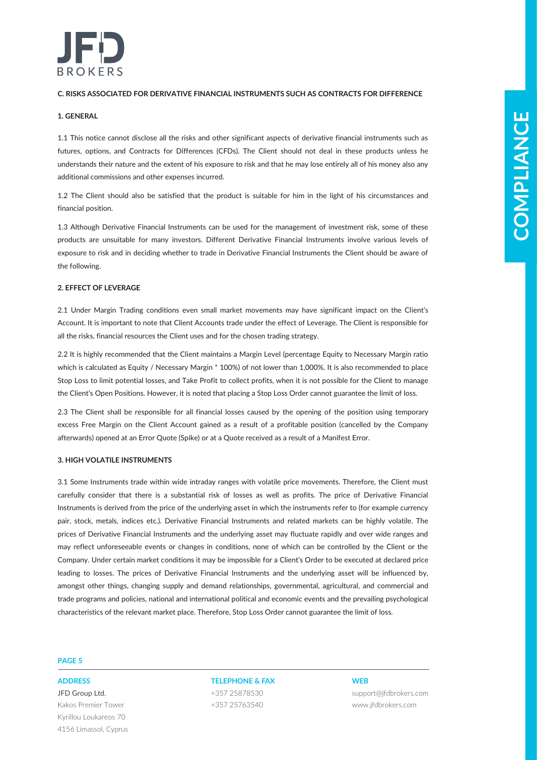## C. RISKS ASSOCIATED FOR DERIVATIVE FINANCIAL INSTRUMENTS SUCH AS CONTRACTS FOR DIFFERENCE

### 1. GENERAL

1.1 This notice cannot disclose all the risks and other significant aspects of derivative financial instruments such as futures, options, and Contracts for Differences (CFDs). The Client should not deal in these products unless he understands their nature and the extent of his exposure to risk and that he may lose entirely all of his money also any additional commissions and other expenses incurred.

1.2 The Client should also be satisfied that the product is suitable for him in the light of his circumstances and financial position.

1.3 Although Derivative Financial Instruments can be used for the management of investment risk, some of these products are unsuitable for many investors. Different Derivative Financial Instruments involve various levels of exposure to risk and in deciding whether to trade in Derivative Financial Instruments the Client should be aware of the following.

### 2. EFFECT OF LEVERAGE

2.1 Under Margin Trading conditions even small market movements may have significant impact on the Client's Account. It is important to note that Client Accounts trade under the effect of Leverage. The Client is responsible for all the risks, financial resources the Client uses and for the chosen trading strategy.

2.2 It is highly recommended that the Client maintains a Margin Level (percentage Equity to Necessary Margin ratio which is calculated as Equity / Necessary Margin * 100%) of not lower than 1,000%. It is also recommended to place Stop Loss to limit potential losses, and Take Profit to collect profits, when it is not possible for the Client to manage the Client's Open Positions. However, it is noted that placing a Stop Loss Order cannot guarantee the limit of loss.

2.3 The Client shall be responsible for all financial losses caused by the opening of the position using temporary excess Free Margin on the Client Account gained as a result of a profitable position (cancelled by the Company afterwards) opened at an Error Quote (Spike) or at a Quote received as a result of a Manifest Error.

### 3. HIGH VOLATILE INSTRUMENTS

3.1 Some Instruments trade within wide intraday ranges with volatile price movements. Therefore, the Client must carefully consider that there is a substantial risk of losses as well as profits. The price of Derivative Financial Instruments is derived from the price of the underlying asset in which the instruments refer to (for example currency pair, stock, metals, indices etc.). Derivative Financial Instruments and related markets can be highly volatile. The prices of Derivative Financial Instruments and the underlying asset may fluctuate rapidly and over wide ranges and may reflect unforeseeable events or changes in conditions, none of which can be controlled by the Client or the Company. Under certain market conditions it may be impossible for a Client's Order to be executed at declared price leading to losses. The prices of Derivative Financial Instruments and the underlying asset will be influenced by, amongst other things, changing supply and demand relationships, governmental, agricultural, and commercial and trade programs and policies, national and international political and economic events and the prevailing psychological characteristics of the relevant market place. Therefore, Stop Loss Order cannot guarantee the limit of loss.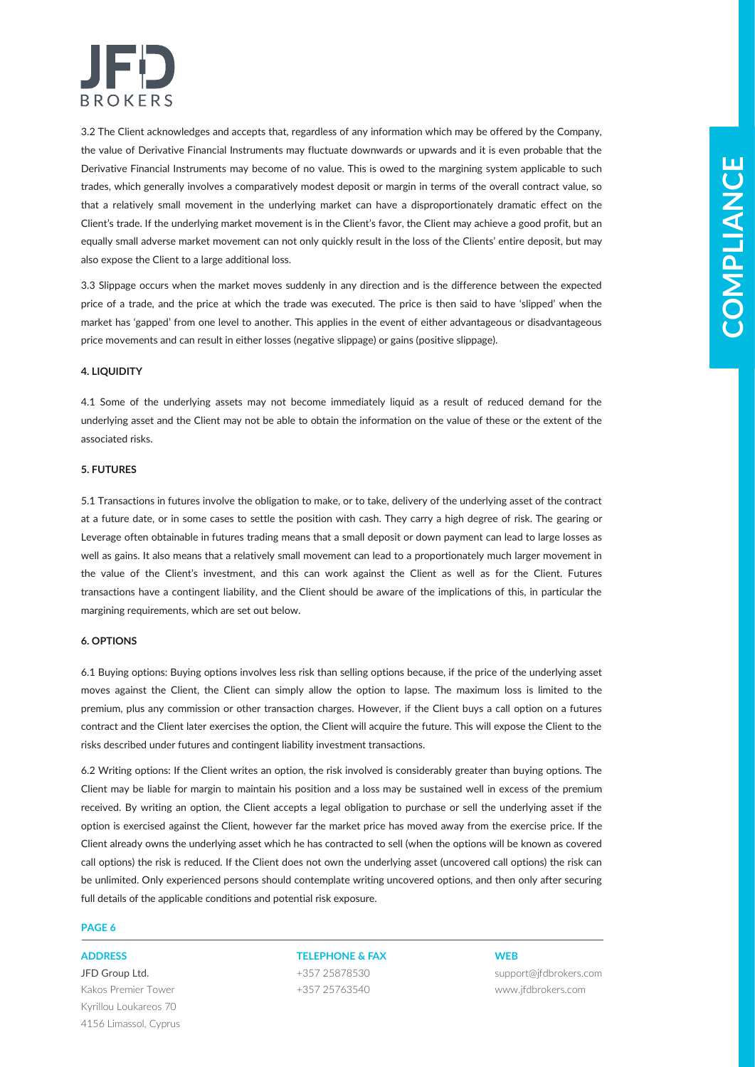3.2 The Client acknowledges and accepts that, regardless of any information which may be offered by the Company, the value of Derivative Financial Instruments may fluctuate downwards or upwards and it is even probable that the Derivative Financial Instruments may become of no value. This is owed to the margining system applicable to such trades, which generally involves a comparatively modest deposit or margin in terms of the overall contract value, so that a relatively small movement in the underlying market can have a disproportionately dramatic effect on the Client's trade. If the underlying market movement is in the Client's favor, the Client may achieve a good profit, but an equally small adverse market movement can not only quickly result in the loss of the Clients' entire deposit, but may also expose the Client to a large additional loss.

3.3 Slippage occurs when the market moves suddenly in any direction and is the difference between the expected price of a trade, and the price at which the trade was executed. The price is then said to have 'slipped' when the market has 'gapped' from one level to another. This applies in the event of either advantageous or disadvantageous price movements and can result in either losses (negative slippage) or gains (positive slippage).

## 4. LIQUIDITY

4.1 Some of the underlying assets may not become immediately liquid as a result of reduced demand for the underlying asset and the Client may not be able to obtain the information on the value of these or the extent of the associated risks.

## 5. FUTURES

5.1 Transactions in futures involve the obligation to make, or to take, delivery of the underlying asset of the contract at a future date, or in some cases to settle the position with cash. They carry a high degree of risk. The gearing or Leverage often obtainable in futures trading means that a small deposit or down payment can lead to large losses as well as gains. It also means that a relatively small movement can lead to a proportionately much larger movement in the value of the Client's investment, and this can work against the Client as well as for the Client. Futures transactions have a contingent liability, and the Client should be aware of the implications of this, in particular the margining requirements, which are set out below.

## 6. OPTIONS

6.1 Buying options: Buying options involves less risk than selling options because, if the price of the underlying asset moves against the Client, the Client can simply allow the option to lapse. The maximum loss is limited to the premium, plus any commission or other transaction charges. However, if the Client buys a call option on a futures contract and the Client later exercises the option, the Client will acquire the future. This will expose the Client to the risks described under futures and contingent liability investment transactions.

6.2 Writing options: If the Client writes an option, the risk involved is considerably greater than buying options. The Client may be liable for margin to maintain his position and a loss may be sustained well in excess of the premium received. By writing an option, the Client accepts a legal obligation to purchase or sell the underlying asset if the option is exercised against the Client, however far the market price has moved away from the exercise price. If the Client already owns the underlying asset which he has contracted to sell (when the options will be known as covered call options) the risk is reduced. If the Client does not own the underlying asset (uncovered call options) the risk can be unlimited. Only experienced persons should contemplate writing uncovered options, and then only after securing full details of the applicable conditions and potential risk exposure.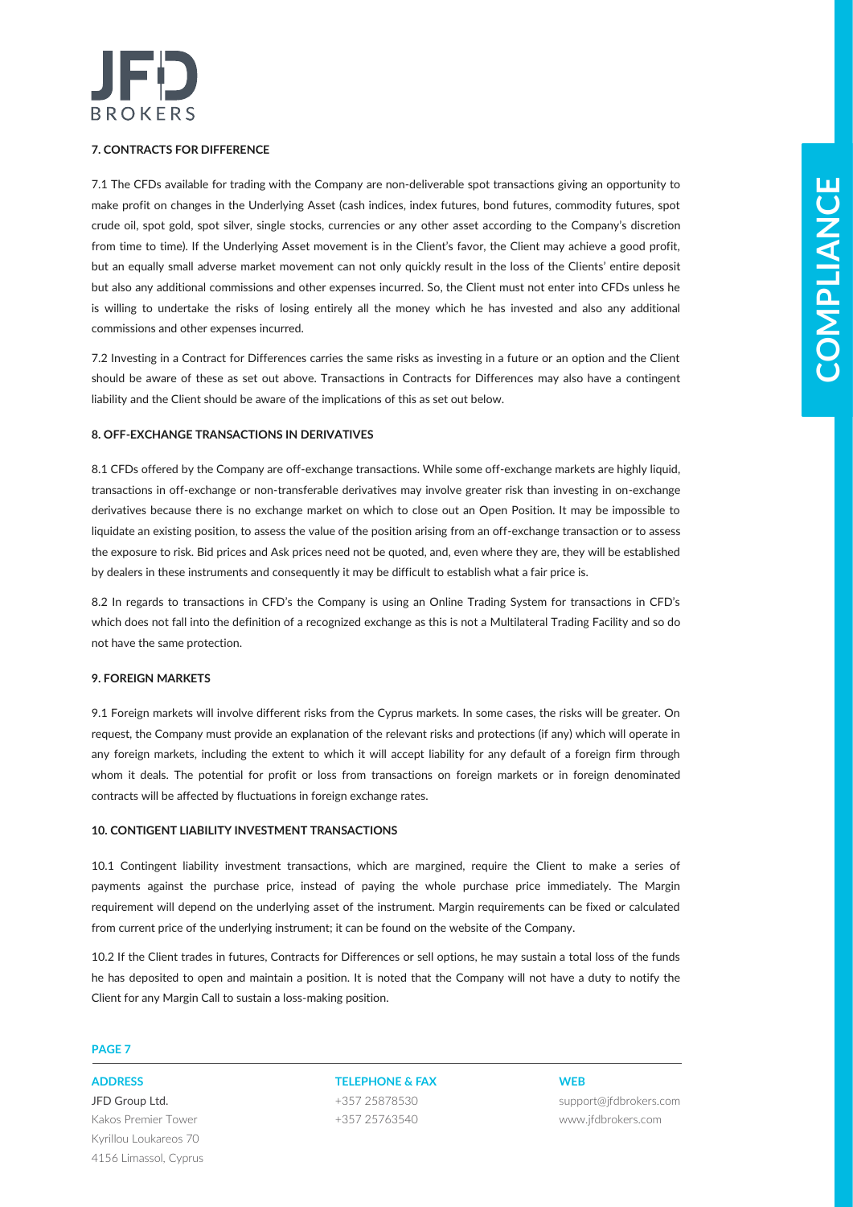### 7. CONTRACTS FOR DIFFERENCE

7.1 The CFDs available for trading with the Company are non-deliverable spot transactions giving an opportunity to make profit on changes in the Underlying Asset (cash indices, index futures, bond futures, commodity futures, spot crude oil, spot gold, spot silver, single stocks, currencies or any other asset according to the Company's discretion from time to time). If the Underlying Asset movement is in the Client's favor, the Client may achieve a good profit, but an equally small adverse market movement can not only quickly result in the loss of the Clients' entire deposit but also any additional commissions and other expenses incurred. So, the Client must not enter into CFDs unless he is willing to undertake the risks of losing entirely all the money which he has invested and also any additional commissions and other expenses incurred.

7.2 Investing in a Contract for Differences carries the same risks as investing in a future or an option and the Client should be aware of these as set out above. Transactions in Contracts for Differences may also have a contingent liability and the Client should be aware of the implications of this as set out below.

### 8. OFF-EXCHANGE TRANSACTIONS IN DERIVATIVES

8.1 CFDs offered by the Company are off-exchange transactions. While some off-exchange markets are highly liquid, transactions in off-exchange or non-transferable derivatives may involve greater risk than investing in on-exchange derivatives because there is no exchange market on which to close out an Open Position. It may be impossible to liquidate an existing position, to assess the value of the position arising from an off-exchange transaction or to assess the exposure to risk. Bid prices and Ask prices need not be quoted, and, even where they are, they will be established by dealers in these instruments and consequently it may be difficult to establish what a fair price is.

8.2 In regards to transactions in CFD's the Company is using an Online Trading System for transactions in CFD's which does not fall into the definition of a recognized exchange as this is not a Multilateral Trading Facility and so do not have the same protection.

### 9. FOREIGN MARKETS

9.1 Foreign markets will involve different risks from the Cyprus markets. In some cases, the risks will be greater. On request, the Company must provide an explanation of the relevant risks and protections (if any) which will operate in any foreign markets, including the extent to which it will accept liability for any default of a foreign firm through whom it deals. The potential for profit or loss from transactions on foreign markets or in foreign denominated contracts will be affected by fluctuations in foreign exchange rates.

### 10. CONTIGENT LIABILITY INVESTMENT TRANSACTIONS

10.1 Contingent liability investment transactions, which are margined, require the Client to make a series of payments against the purchase price, instead of paying the whole purchase price immediately. The Margin requirement will depend on the underlying asset of the instrument. Margin requirements can be fixed or calculated from current price of the underlying instrument; it can be found on the website of the Company.

10.2 If the Client trades in futures, Contracts for Differences or sell options, he may sustain a total loss of the funds he has deposited to open and maintain a position. It is noted that the Company will not have a duty to notify the Client for any Margin Call to sustain a loss-making position.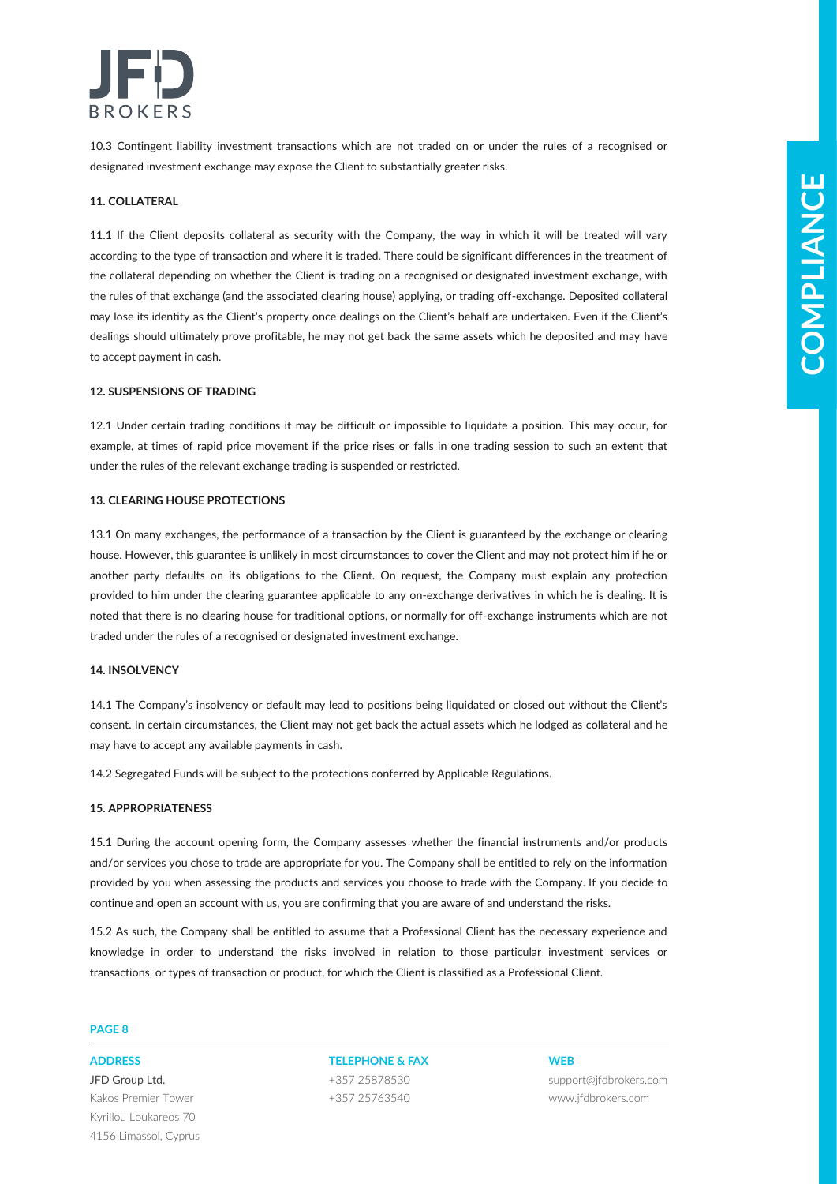10.3 Contingent liability investment transactions which are not traded on or under the rules of a recognised or designated investment exchange may expose the Client to substantially greater risks.

**11. COLLATERAL**

11.1 If the Client deposits collateral as security with the Company, the way in which it will be treated will vary according to the type of transaction and where it is traded. There could be significant differences in the treatment of the collateral depending on whether the Client is trading on a recognised or designated investment exchange, with the rules of that exchange (and the associated clearing house) applying, or trading off-exchange. Deposited collateral may lose its identity as the Client's property once dealings on the Client's behalf are undertaken. Even if the Client's dealings should ultimately prove profitable, he may not get back the same assets which he deposited and may have to accept payment in cash.

**12. SUSPENSIONS OF TRADING**

12.1 Under certain trading conditions it may be difficult or impossible to liquidate a position. This may occur, for example, at times of rapid price movement if the price rises or falls in one trading session to such an extent that under the rules of the relevant exchange trading is suspended or restricted.

**13. CLEARING HOUSE PROTECTIONS**

13.1 On many exchanges, the performance of a transaction by the Client is guaranteed by the exchange or clearing house. However, this guarantee is unlikely in most circumstances to cover the Client and may not protect him if he or another party defaults on its obligations to the Client. On request, the Company must explain any protection provided to him under the clearing guarantee applicable to any on-exchange derivatives in which he is dealing. It is noted that there is no clearing house for traditional options, or normally for off-exchange instruments which are not traded under the rules of a recognised or designated investment exchange.

**14. INSOLVENCY**

14.1 The Company's insolvency or default may lead to positions being liquidated or closed out without the Client's consent. In certain circumstances, the Client may not get back the actual assets which he lodged as collateral and he may have to accept any available payments in cash.

14.2 Segregated Funds will be subject to the protections conferred by Applicable Regulations.

**15. APPROPRIATENESS**

15.1 During the account opening form, the Company assesses whether the financial instruments and/or products and/or services you chose to trade are appropriate for you. The Company shall be entitled to rely on the information provided by you when assessing the products and services you choose to trade with the Company. If you decide to continue and open an account with us, you are confirming that you are aware of and understand the risks.

15.2 As such, the Company shall be entitled to assume that a Professional Client has the necessary experience and knowledge in order to understand the risks involved in relation to those particular investment services or transactions, or types of transaction or product, for which the Client is classified as a Professional Client.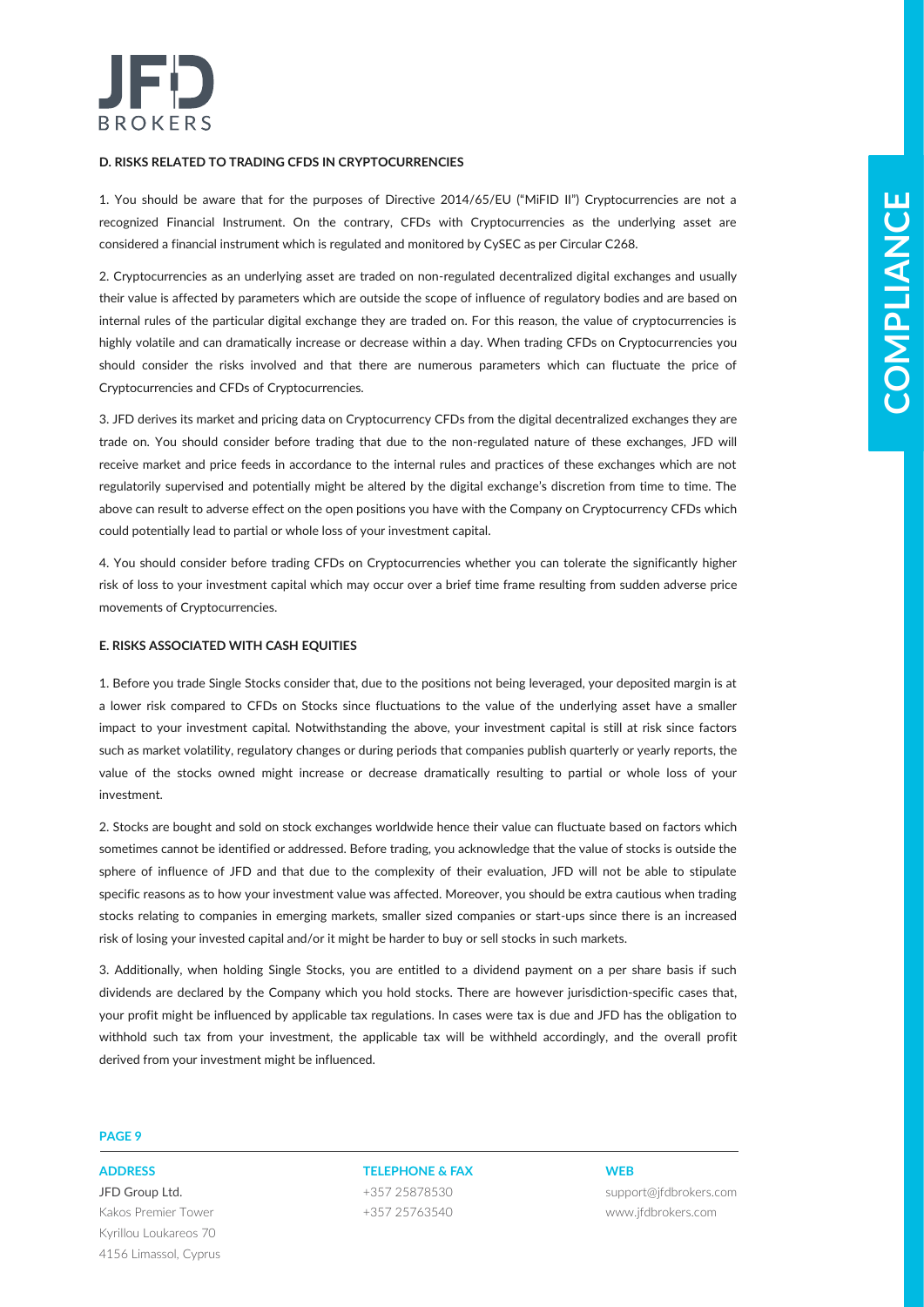#### D. RISKS RELATED TO TRADING CFDS IN CRYPTOCURRENCIES

1. You should be aware that for the purposes of Directive 2014/65/EU ("MiFID II") Cryptocurrencies are not a recognized Financial Instrument. On the contrary, CFDs with Cryptocurrencies as the underlying asset are considered a financial instrument which is regulated and monitored by CySEC as per Circular C268.

2. Cryptocurrencies as an underlying asset are traded on non-regulated decentralized digital exchanges and usually their value is affected by parameters which are outside the scope of influence of regulatory bodies and are based on internal rules of the particular digital exchange they are traded on. For this reason, the value of cryptocurrencies is highly volatile and can dramatically increase or decrease within a day. When trading CFDs on Cryptocurrencies you should consider the risks involved and that there are numerous parameters which can fluctuate the price of Cryptocurrencies and CFDs of Cryptocurrencies.

3. JFD derives its market and pricing data on Cryptocurrency CFDs from the digital decentralized exchanges they are trade on. You should consider before trading that due to the non-regulated nature of these exchanges, JFD will receive market and price feeds in accordance to the internal rules and practices of these exchanges which are not regulatorily supervised and potentially might be altered by the digital exchange's discretion from time to time. The above can result to adverse effect on the open positions you have with the Company on Cryptocurrency CFDs which could potentially lead to partial or whole loss of your investment capital.

4. You should consider before trading CFDs on Cryptocurrencies whether you can tolerate the significantly higher risk of loss to your investment capital which may occur over a brief time frame resulting from sudden adverse price movements of Cryptocurrencies.

#### E. RISKS ASSOCIATED WITH CASH EQUITIES

1. Before you trade Single Stocks consider that, due to the positions not being leveraged, your deposited margin is at a lower risk compared to CFDs on Stocks since fluctuations to the value of the underlying asset have a smaller impact to your investment capital. Notwithstanding the above, your investment capital is still at risk since factors such as market volatility, regulatory changes or during periods that companies publish quarterly or yearly reports, the value of the stocks owned might increase or decrease dramatically resulting to partial or whole loss of your investment.

2. Stocks are bought and sold on stock exchanges worldwide hence their value can fluctuate based on factors which sometimes cannot be identified or addressed. Before trading, you acknowledge that the value of stocks is outside the sphere of influence of JFD and that due to the complexity of their evaluation, JFD will not be able to stipulate specific reasons as to how your investment value was affected. Moreover, you should be extra cautious when trading stocks relating to companies in emerging markets, smaller sized companies or start-ups since there is an increased risk of losing your invested capital and/or it might be harder to buy or sell stocks in such markets.

3. Additionally, when holding Single Stocks, you are entitled to a dividend payment on a per share basis if such dividends are declared by the Company which you hold stocks. There are however jurisdiction-specific cases that, your profit might be influenced by applicable tax regulations. In cases were tax is due and JFD has the obligation to withhold such tax from your investment, the applicable tax will be withheld accordingly, and the overall profit derived from your investment might be influenced.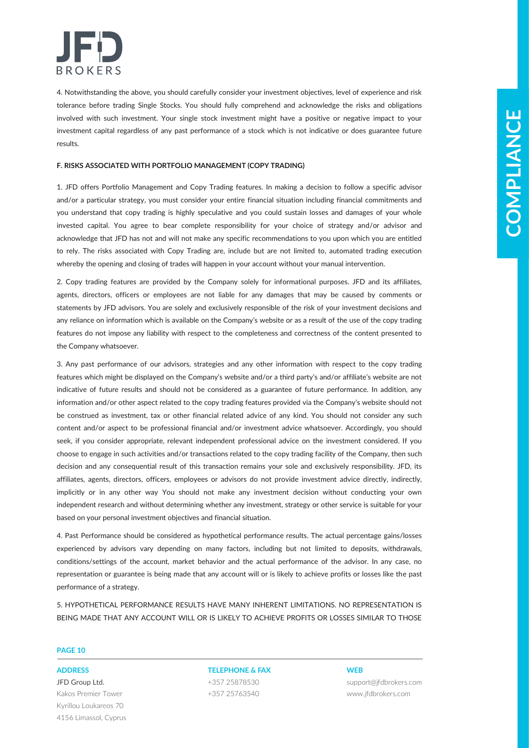4. Notwithstanding the above, you should carefully consider your investment objectives, level of experience and risk tolerance before trading Single Stocks. You should fully comprehend and acknowledge the risks and obligations involved with such investment. Your single stock investment might have a positive or negative impact to your investment capital regardless of any past performance of a stock which is not indicative or does guarantee future results.

**F. RISKS ASSOCIATED WITH PORTFOLIO MANAGEMENT (COPY TRADING)**

1. JFD offers Portfolio Management and Copy Trading features. In making a decision to follow a specific advisor and/or a particular strategy, you must consider your entire financial situation including financial commitments and you understand that copy trading is highly speculative and you could sustain losses and damages of your whole invested capital. You agree to bear complete responsibility for your choice of strategy and/or advisor and acknowledge that JFD has not and will not make any specific recommendations to you upon which you are entitled to rely. The risks associated with Copy Trading are, include but are not limited to, automated trading execution whereby the opening and closing of trades will happen in your account without your manual intervention.

2. Copy trading features are provided by the Company solely for informational purposes. JFD and its affiliates, agents, directors, officers or employees are not liable for any damages that may be caused by comments or statements by JFD advisors. You are solely and exclusively responsible of the risk of your investment decisions and any reliance on information which is available on the Company's website or as a result of the use of the copy trading features do not impose any liability with respect to the completeness and correctness of the content presented to the Company whatsoever.

3. Any past performance of our advisors, strategies and any other information with respect to the copy trading features which might be displayed on the Company's website and/or a third party's and/or affiliate's website are not indicative of future results and should not be considered as a guarantee of future performance. In addition, any information and/or other aspect related to the copy trading features provided via the Company's website should not be construed as investment, tax or other financial related advice of any kind. You should not consider any such content and/or aspect to be professional financial and/or investment advice whatsoever. Accordingly, you should seek, if you consider appropriate, relevant independent professional advice on the investment considered. If you choose to engage in such activities and/or transactions related to the copy trading facility of the Company, then such decision and any consequential result of this transaction remains your sole and exclusively responsibility. JFD, its affiliates, agents, directors, officers, employees or advisors do not provide investment advice directly, indirectly, implicitly or in any other way You should not make any investment decision without conducting your own independent research and without determining whether any investment, strategy or other service is suitable for your based on your personal investment objectives and financial situation.

4. Past Performance should be considered as hypothetical performance results. The actual percentage gains/losses experienced by advisors vary depending on many factors, including but not limited to deposits, withdrawals, conditions/settings of the account, market behavior and the actual performance of the advisor. In any case, no representation or guarantee is being made that any account will or is likely to achieve profits or losses like the past performance of a strategy.

5. HYPOTHETICAL PERFORMANCE RESULTS HAVE MANY INHERENT LIMITATIONS. NO REPRESENTATION IS BEING MADE THAT ANY ACCOUNT WILL OR IS LIKELY TO ACHIEVE PROFITS OR LOSSES SIMILAR TO THOSE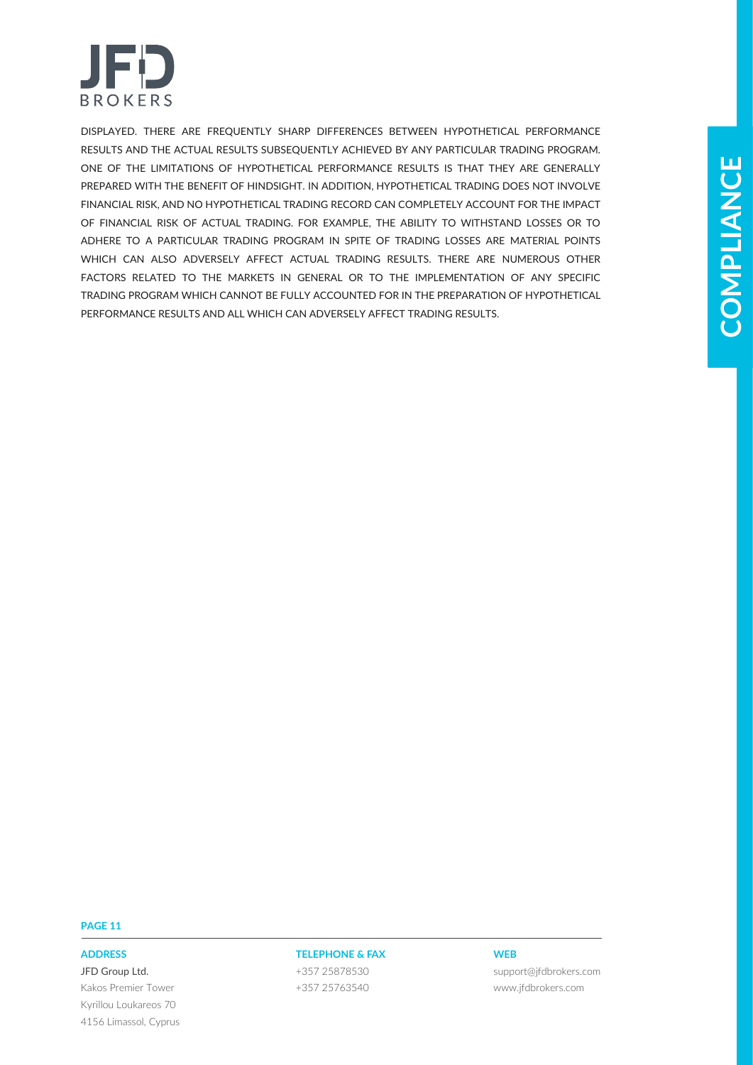DISPLAYED. THERE ARE FREQUENTLY SHARP DIFFERENCES BETWEEN HYPOTHETICAL PERFORMANCE RESULTS AND THE ACTUAL RESULTS SUBSEQUENTLY ACHIEVED BY ANY PARTICULAR TRADING PROGRAM. ONE OF THE LIMITATIONS OF HYPOTHETICAL PERFORMANCE RESULTS IS THAT THEY ARE GENERALLY PREPARED WITH THE BENEFIT OF HINDSIGHT. IN ADDITION, HYPOTHETICAL TRADING DOES NOT INVOLVE FINANCIAL RISK, AND NO HYPOTHETICAL TRADING RECORD CAN COMPLETELY ACCOUNT FOR THE IMPACT OF FINANCIAL RISK OF ACTUAL TRADING. FOR EXAMPLE, THE ABILITY TO WITHSTAND LOSSES OR TO ADHERE TO A PARTICULAR TRADING PROGRAM IN SPITE OF TRADING LOSSES ARE MATERIAL POINTS WHICH CAN ALSO ADVERSELY AFFECT ACTUAL TRADING RESULTS. THERE ARE NUMEROUS OTHER FACTORS RELATED TO THE MARKETS IN GENERAL OR TO THE IMPLEMENTATION OF ANY SPECIFIC TRADING PROGRAM WHICH CANNOT BE FULLY ACCOUNTED FOR IN THE PREPARATION OF HYPOTHETICAL PERFORMANCE RESULTS AND ALL WHICH CAN ADVERSELY AFFECT TRADING RESULTS.